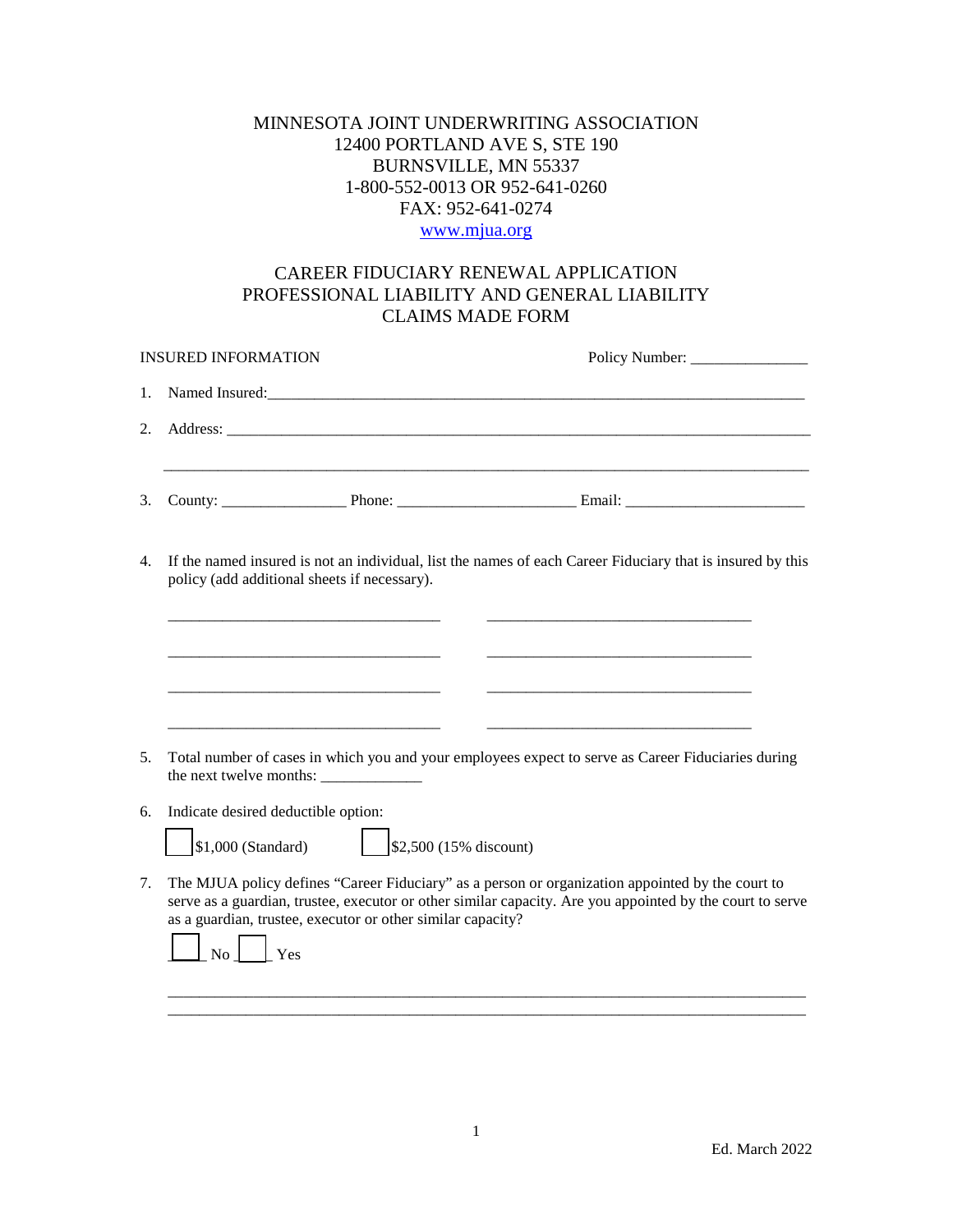MINNESOTA JOINT UNDERWRITING ASSOCIATION
12400 PORTLAND AVE S, STE 190
BURNSVILLE, MN 55337
1-800-552-0013 OR 952-641-0260
FAX: 952-641-0274
www.mjua.org

# CAREER FIDUCIARY RENEWAL APPLICATION
## PROFESSIONAL LIABILITY AND GENERAL LIABILITY
## CLAIMS MADE FORM

INSURED INFORMATION Policy Number: _______________

1. Named Insured:_______________________________________________________________________

2. Address: ____________________________________________________________________________

   ________________________________________________________________________________________

3. County: ________________ Phone: _______________________ Email: _______________________

4. If the named insured is not an individual, list the names of each Career Fiduciary that is insured by this policy (add additional sheets if necessary).

   ___________________________________ ___________________________________

   ___________________________________ ___________________________________

   ___________________________________ ___________________________________

   ___________________________________ ___________________________________

5. Total number of cases in which you and your employees expect to serve as Career Fiduciaries during the next twelve months: _____________

6. Indicate desired deductible option:

   ☐ $1,000 (Standard) ☐ $2,500 (15% discount)

7. The MJUA policy defines "Career Fiduciary" as a person or organization appointed by the court to serve as a guardian, trustee, executor or other similar capacity. Are you appointed by the court to serve as a guardian, trustee, executor or other similar capacity?

   ☐ No ☐ Yes

   ________________________________________________________________________________________
   ________________________________________________________________________________________

Ed. March 2022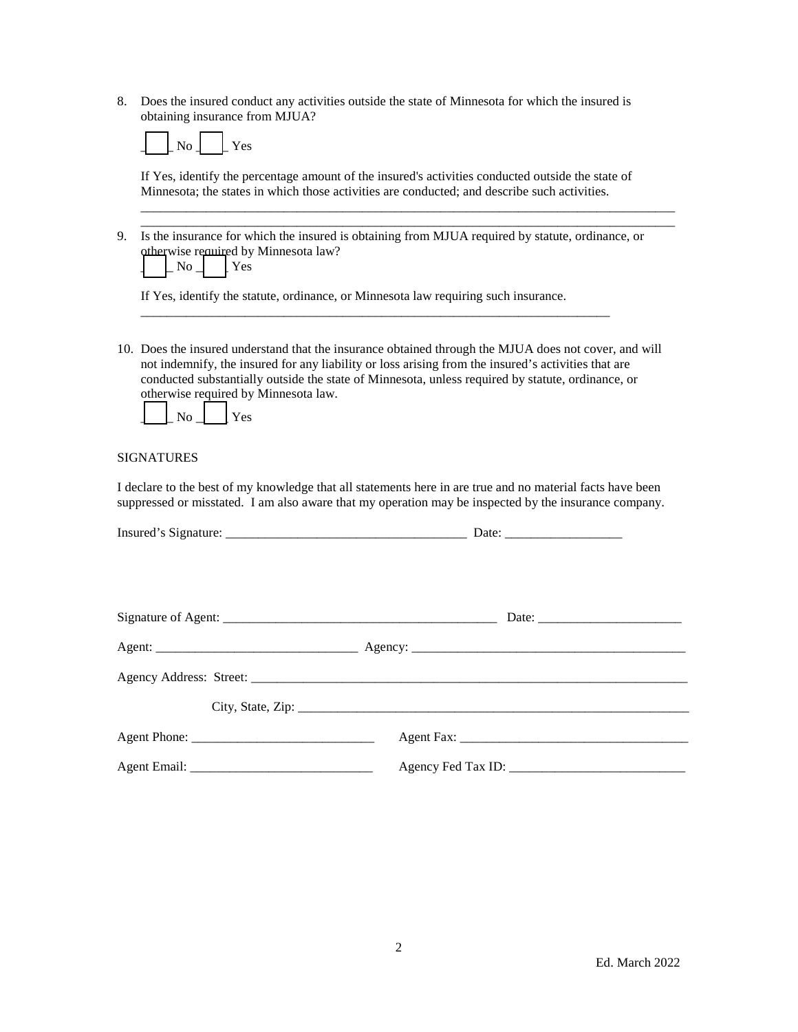8. Does the insured conduct any activities outside the state of Minnesota for which the insured is obtaining insurance from MJUA?

   ☐ No ☐ Yes

   If Yes, identify the percentage amount of the insured's activities conducted outside the state of Minnesota; the states in which those activities are conducted; and describe such activities.

   ______________________________________________________________________________________

   ______________________________________________________________________________________

9. Is the insurance for which the insured is obtaining from MJUA required by statute, ordinance, or otherwise required by Minnesota law?

   ☐ No ☐ Yes

   If Yes, identify the statute, ordinance, or Minnesota law requiring such insurance.

   ______________________________________________________________________________

10. Does the insured understand that the insurance obtained through the MJUA does not cover, and will not indemnify, the insured for any liability or loss arising from the insured's activities that are conducted substantially outside the state of Minnesota, unless required by statute, ordinance, or otherwise required by Minnesota law.

    ☐ No ☐ Yes

SIGNATURES

I declare to the best of my knowledge that all statements here in are true and no material facts have been suppressed or misstated. I am also aware that my operation may be inspected by the insurance company.

Insured's Signature: _____________________________________ Date: __________________

Signature of Agent: __________________________________________ Date: ______________________

Agent: _______________________________ Agency: ___________________________________________

Agency Address: Street: ______________________________________________________________________

City, State, Zip: _________________________________________________________________

Agent Phone: ____________________________ Agent Fax: ___________________________________

Agent Email: ____________________________ Agency Fed Tax ID: ___________________________

Ed. March 2022